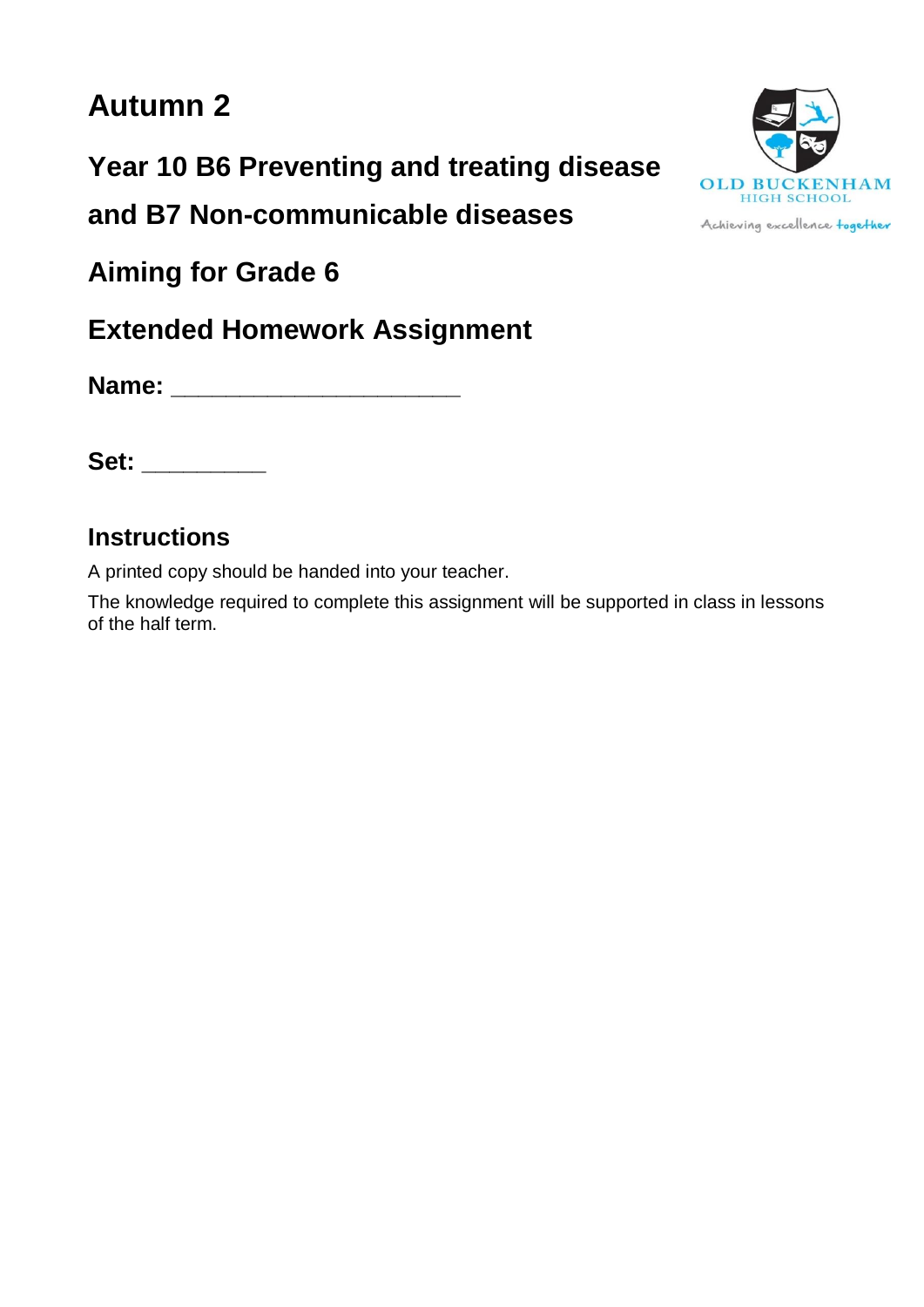# Autumn 2

## Year 10 B6 Preventing and treating disease and B7 Non-communicable diseases

OLD BUCKENHAM HIGH SCHOOL

Achieving excellence together

## Aiming for Grade 6

## Extended Homework Assignment

**Name:** ______________________

**Set:** _________

### Instructions

A printed copy should be handed into your teacher.

The knowledge required to complete this assignment will be supported in class in lessons of the half term.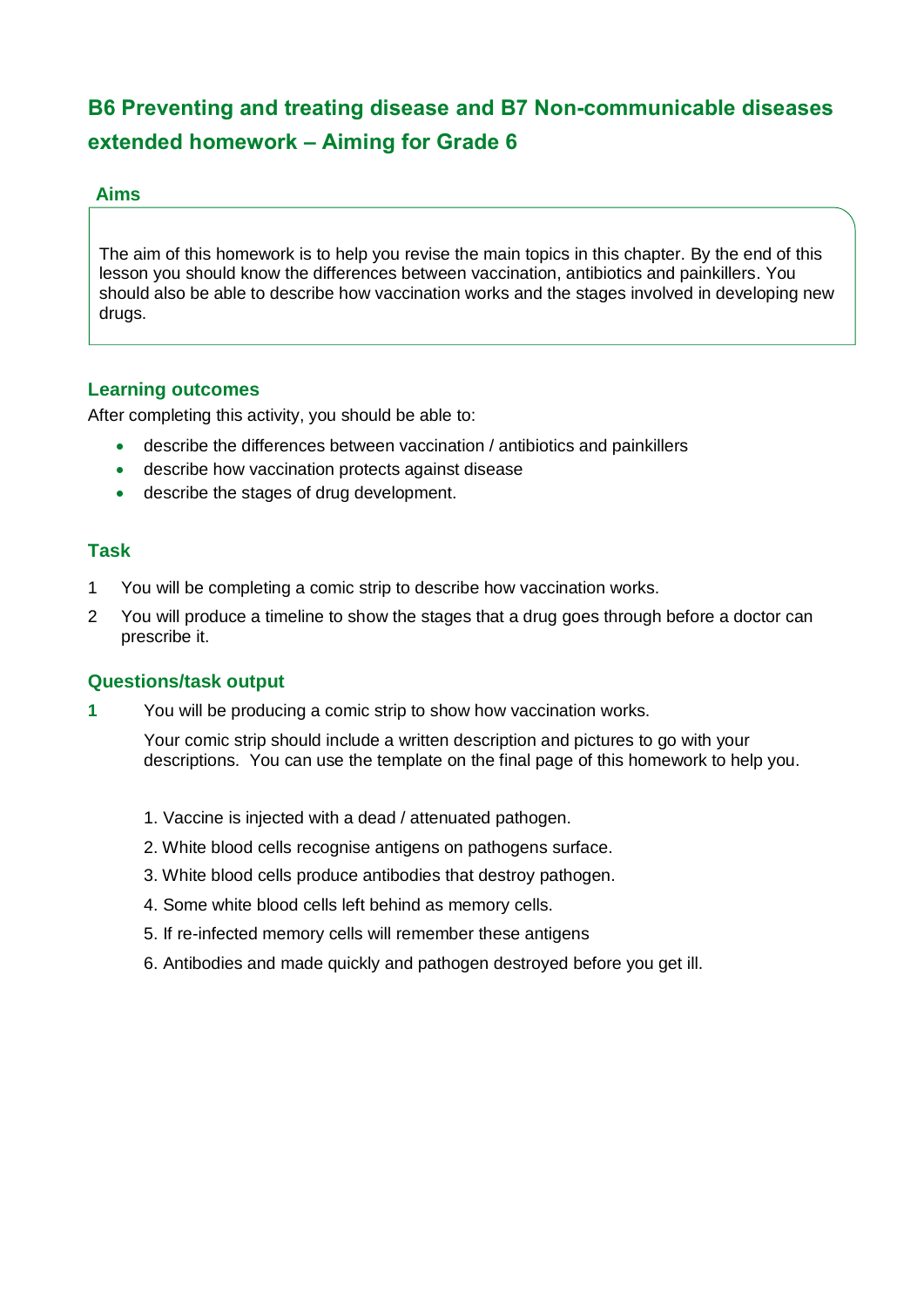## B6 Preventing and treating disease and B7 Non-communicable diseases extended homework – Aiming for Grade 6

### Aims

The aim of this homework is to help you revise the main topics in this chapter. By the end of this lesson you should know the differences between vaccination, antibiotics and painkillers. You should also be able to describe how vaccination works and the stages involved in developing new drugs.

### Learning outcomes

After completing this activity, you should be able to:

- describe the differences between vaccination / antibiotics and painkillers
- describe how vaccination protects against disease
- describe the stages of drug development.

### Task

1 You will be completing a comic strip to describe how vaccination works.

2 You will produce a timeline to show the stages that a drug goes through before a doctor can prescribe it.

### Questions/task output

**1** You will be producing a comic strip to show how vaccination works.

Your comic strip should include a written description and pictures to go with your descriptions. You can use the template on the final page of this homework to help you.

1. Vaccine is injected with a dead / attenuated pathogen.
2. White blood cells recognise antigens on pathogens surface.
3. White blood cells produce antibodies that destroy pathogen.
4. Some white blood cells left behind as memory cells.
5. If re-infected memory cells will remember these antigens
6. Antibodies and made quickly and pathogen destroyed before you get ill.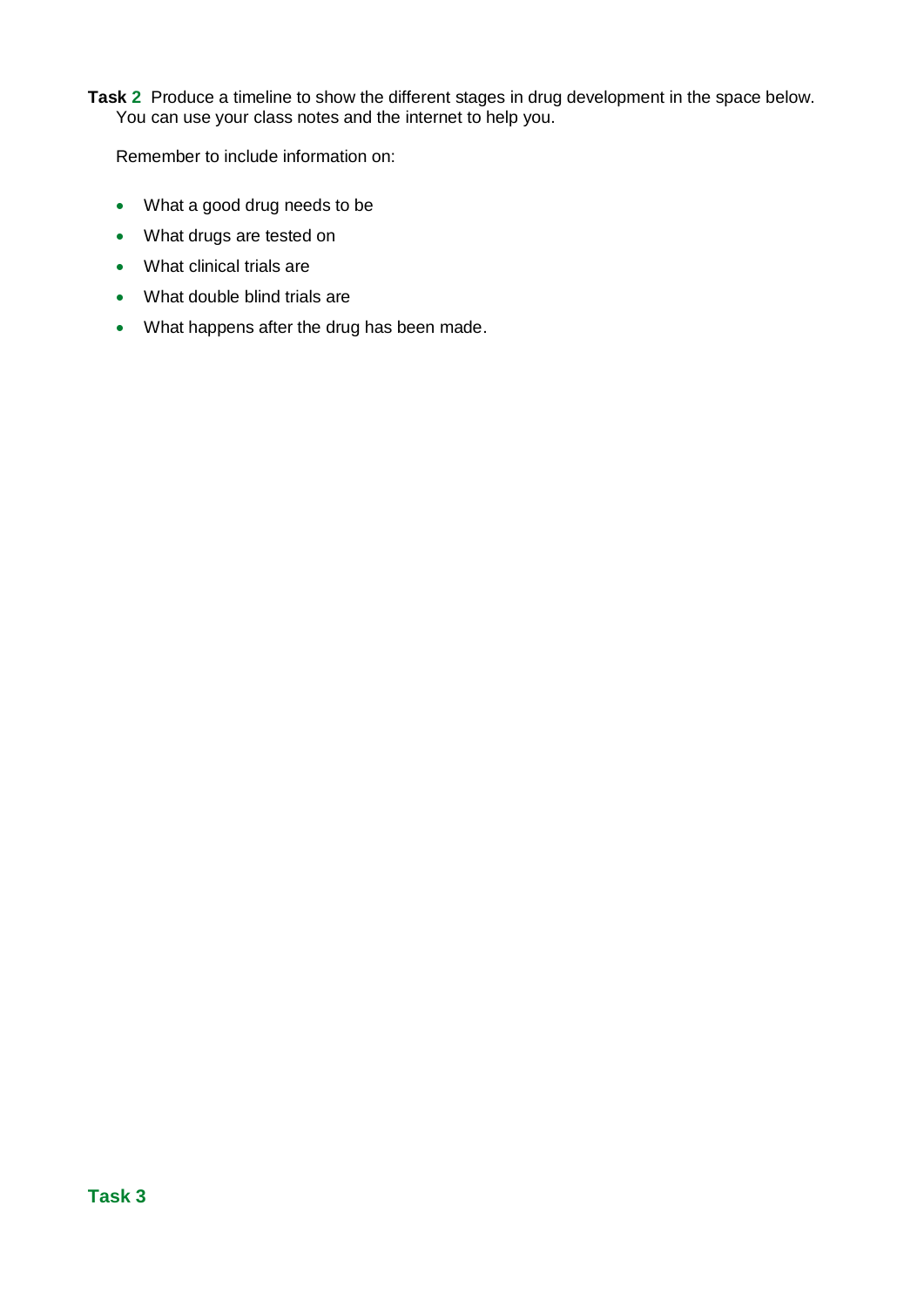**Task 2** Produce a timeline to show the different stages in drug development in the space below. You can use your class notes and the internet to help you.

Remember to include information on:

- What a good drug needs to be
- What drugs are tested on
- What clinical trials are
- What double blind trials are
- What happens after the drug has been made.

## Task 3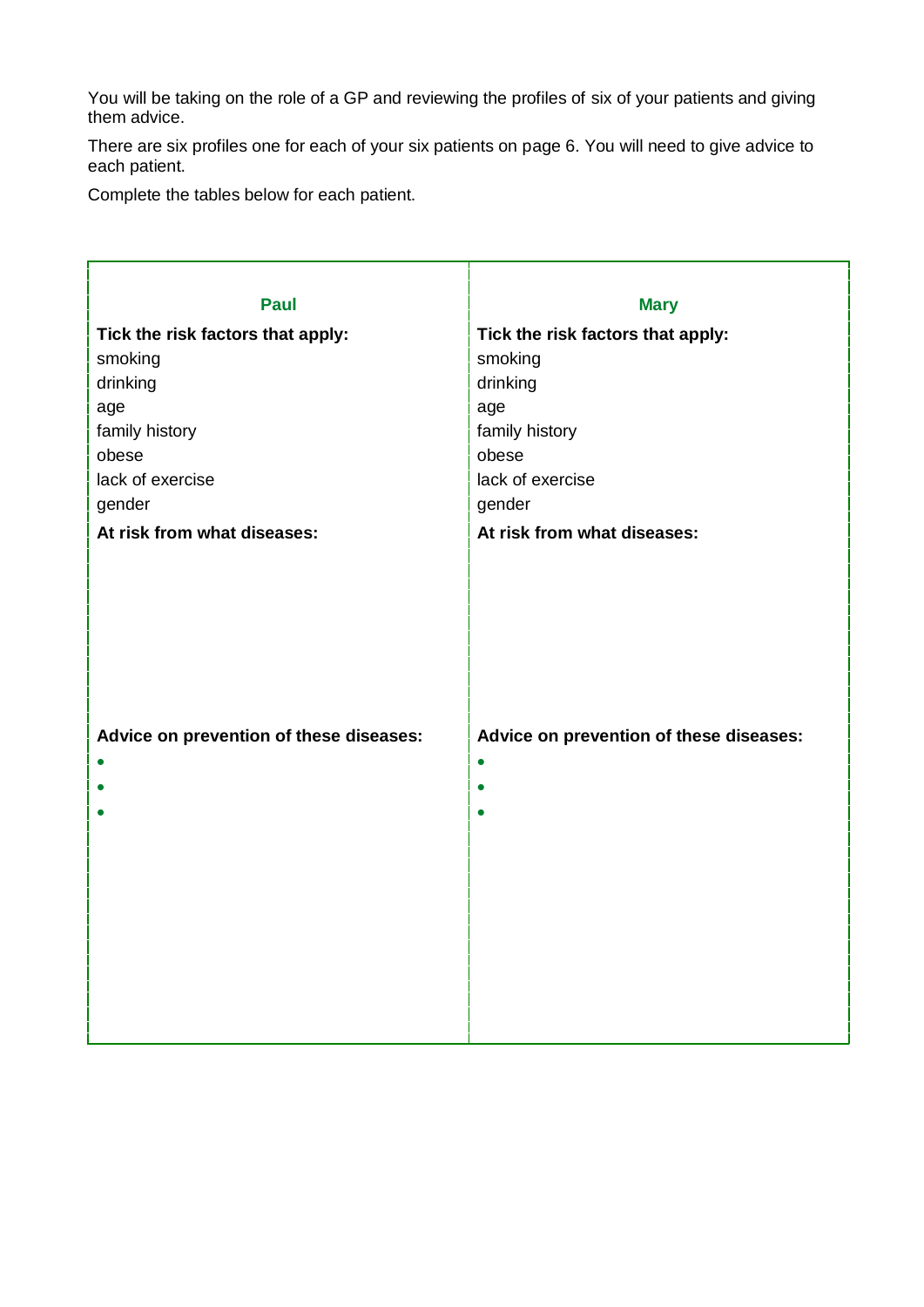You will be taking on the role of a GP and reviewing the profiles of six of your patients and giving them advice.

There are six profiles one for each of your six patients on page 6. You will need to give advice to each patient.

Complete the tables below for each patient.

| **Paul** | **Mary** |
|---|---|
| **Tick the risk factors that apply:** | **Tick the risk factors that apply:** |
| smoking | smoking |
| drinking | drinking |
| age | age |
| family history | family history |
| obese | obese |
| lack of exercise | lack of exercise |
| gender | gender |
| **At risk from what diseases:** | **At risk from what diseases:** |
| | |
| **Advice on prevention of these diseases:** | **Advice on prevention of these diseases:** |
| • | • |
| • | • |
| • | • |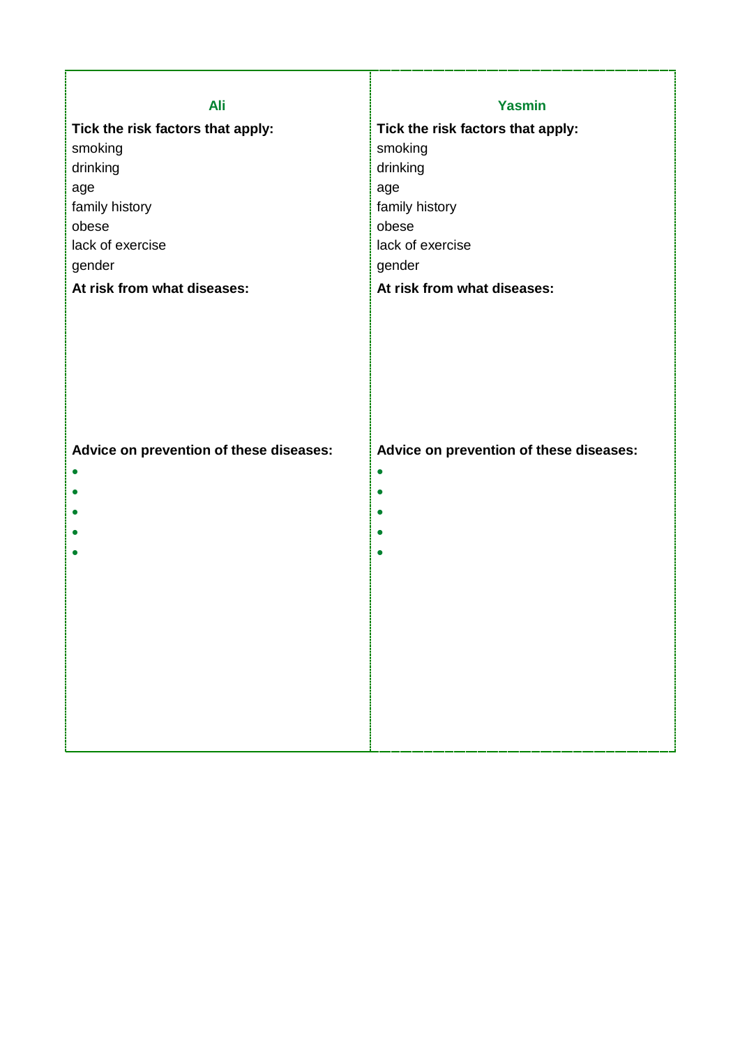| **Ali** | **Yasmin** |
| --- | --- |
| **Tick the risk factors that apply:**<br>smoking<br>drinking<br>age<br>family history<br>obese<br>lack of exercise<br>gender | **Tick the risk factors that apply:**<br>smoking<br>drinking<br>age<br>family history<br>obese<br>lack of exercise<br>gender |
| **At risk from what diseases:** | **At risk from what diseases:** |
| **Advice on prevention of these diseases:**<br>•<br>•<br>•<br>•<br>• | **Advice on prevention of these diseases:**<br>•<br>•<br>•<br>•<br>• |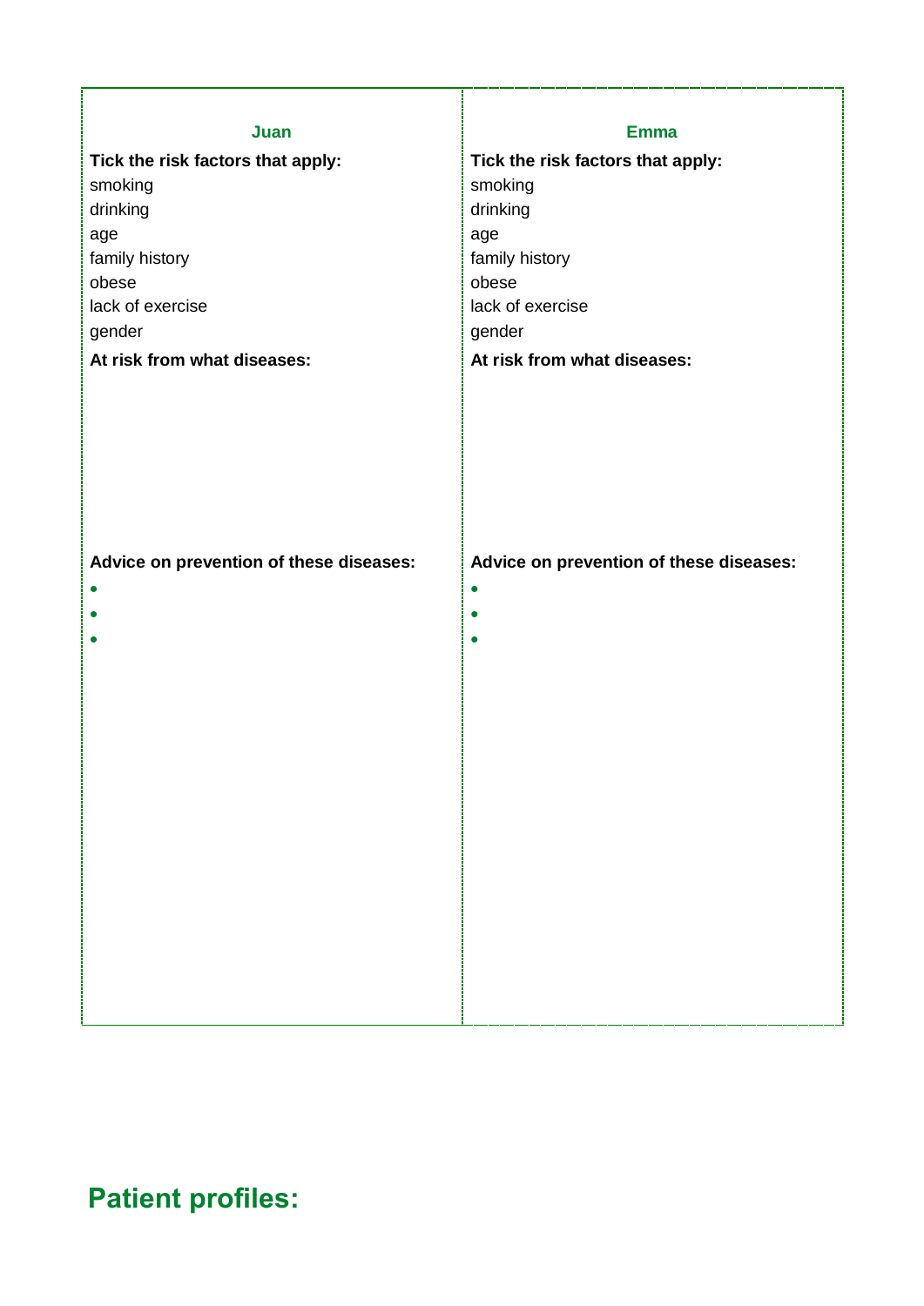| Juan | Emma |
| --- | --- |
| **Tick the risk factors that apply:**<br>smoking<br>drinking<br>age<br>family history<br>obese<br>lack of exercise<br>gender<br>**At risk from what diseases:**<br><br><br><br>**Advice on prevention of these diseases:**<br>•<br>•<br>• | **Tick the risk factors that apply:**<br>smoking<br>drinking<br>age<br>family history<br>obese<br>lack of exercise<br>gender<br>**At risk from what diseases:**<br><br><br><br>**Advice on prevention of these diseases:**<br>•<br>•<br>• |

## Patient profiles: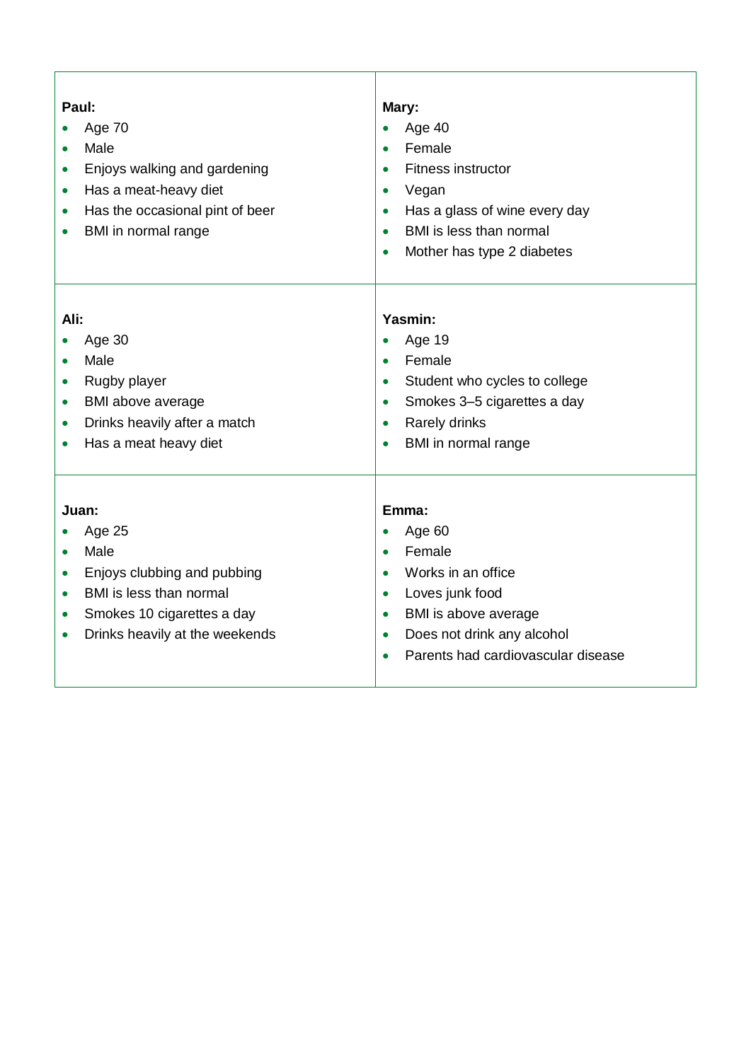**Paul:**

- Age 70
- Male
- Enjoys walking and gardening
- Has a meat-heavy diet
- Has the occasional pint of beer
- BMI in normal range

**Mary:**

- Age 40
- Female
- Fitness instructor
- Vegan
- Has a glass of wine every day
- BMI is less than normal
- Mother has type 2 diabetes

**Ali:**

- Age 30
- Male
- Rugby player
- BMI above average
- Drinks heavily after a match
- Has a meat heavy diet

**Yasmin:**

- Age 19
- Female
- Student who cycles to college
- Smokes 3–5 cigarettes a day
- Rarely drinks
- BMI in normal range

**Juan:**

- Age 25
- Male
- Enjoys clubbing and pubbing
- BMI is less than normal
- Smokes 10 cigarettes a day
- Drinks heavily at the weekends

**Emma:**

- Age 60
- Female
- Works in an office
- Loves junk food
- BMI is above average
- Does not drink any alcohol
- Parents had cardiovascular disease